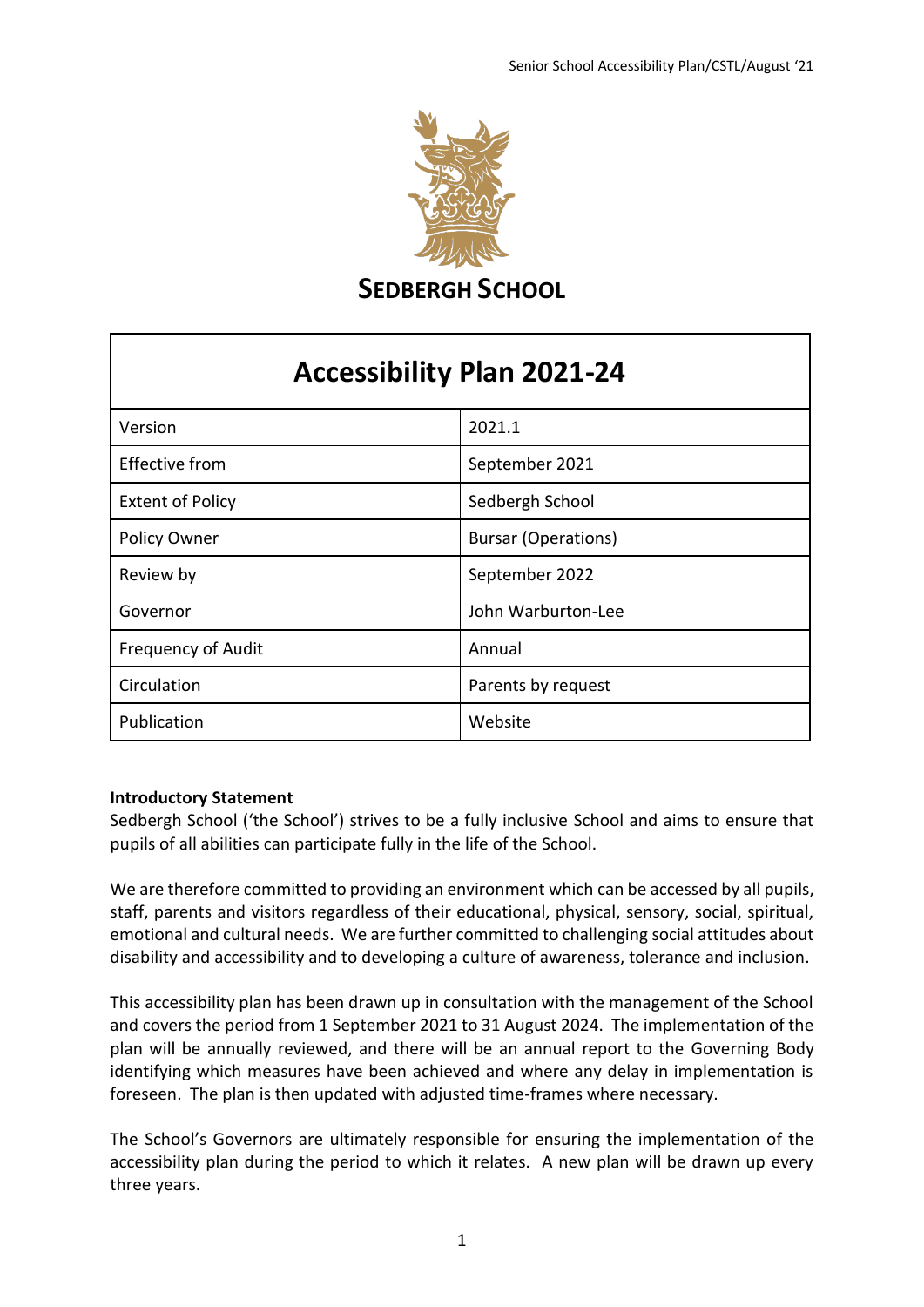**SEDBERGH SCHOOL**

| Accessibility Plan 2021-24 | |
|---|---|
| Version | 2021.1 |
| Effective from | September 2021 |
| Extent of Policy | Sedbergh School |
| Policy Owner | Bursar (Operations) |
| Review by | September 2022 |
| Governor | John Warburton-Lee |
| Frequency of Audit | Annual |
| Circulation | Parents by request |
| Publication | Website |

**Introductory Statement**

Sedbergh School ('the School') strives to be a fully inclusive School and aims to ensure that pupils of all abilities can participate fully in the life of the School.

We are therefore committed to providing an environment which can be accessed by all pupils, staff, parents and visitors regardless of their educational, physical, sensory, social, spiritual, emotional and cultural needs. We are further committed to challenging social attitudes about disability and accessibility and to developing a culture of awareness, tolerance and inclusion.

This accessibility plan has been drawn up in consultation with the management of the School and covers the period from 1 September 2021 to 31 August 2024. The implementation of the plan will be annually reviewed, and there will be an annual report to the Governing Body identifying which measures have been achieved and where any delay in implementation is foreseen. The plan is then updated with adjusted time-frames where necessary.

The School's Governors are ultimately responsible for ensuring the implementation of the accessibility plan during the period to which it relates. A new plan will be drawn up every three years.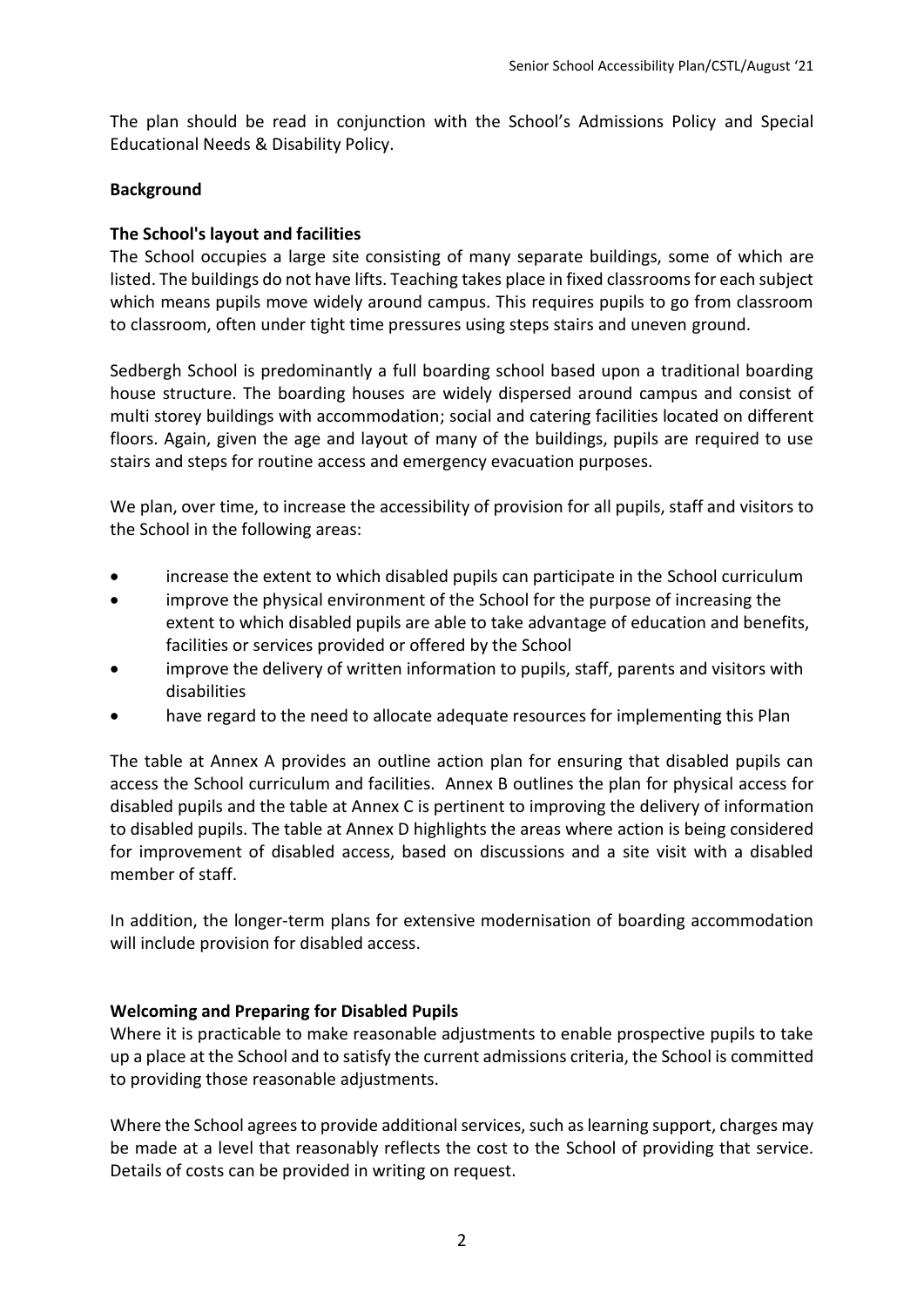The plan should be read in conjunction with the School's Admissions Policy and Special Educational Needs & Disability Policy.

**Background**

**The School's layout and facilities**

The School occupies a large site consisting of many separate buildings, some of which are listed. The buildings do not have lifts. Teaching takes place in fixed classrooms for each subject which means pupils move widely around campus. This requires pupils to go from classroom to classroom, often under tight time pressures using steps stairs and uneven ground.

Sedbergh School is predominantly a full boarding school based upon a traditional boarding house structure. The boarding houses are widely dispersed around campus and consist of multi storey buildings with accommodation; social and catering facilities located on different floors. Again, given the age and layout of many of the buildings, pupils are required to use stairs and steps for routine access and emergency evacuation purposes.

We plan, over time, to increase the accessibility of provision for all pupils, staff and visitors to the School in the following areas:

- increase the extent to which disabled pupils can participate in the School curriculum
- improve the physical environment of the School for the purpose of increasing the extent to which disabled pupils are able to take advantage of education and benefits, facilities or services provided or offered by the School
- improve the delivery of written information to pupils, staff, parents and visitors with disabilities
- have regard to the need to allocate adequate resources for implementing this Plan

The table at Annex A provides an outline action plan for ensuring that disabled pupils can access the School curriculum and facilities. Annex B outlines the plan for physical access for disabled pupils and the table at Annex C is pertinent to improving the delivery of information to disabled pupils. The table at Annex D highlights the areas where action is being considered for improvement of disabled access, based on discussions and a site visit with a disabled member of staff.

In addition, the longer-term plans for extensive modernisation of boarding accommodation will include provision for disabled access.

**Welcoming and Preparing for Disabled Pupils**

Where it is practicable to make reasonable adjustments to enable prospective pupils to take up a place at the School and to satisfy the current admissions criteria, the School is committed to providing those reasonable adjustments.

Where the School agrees to provide additional services, such as learning support, charges may be made at a level that reasonably reflects the cost to the School of providing that service. Details of costs can be provided in writing on request.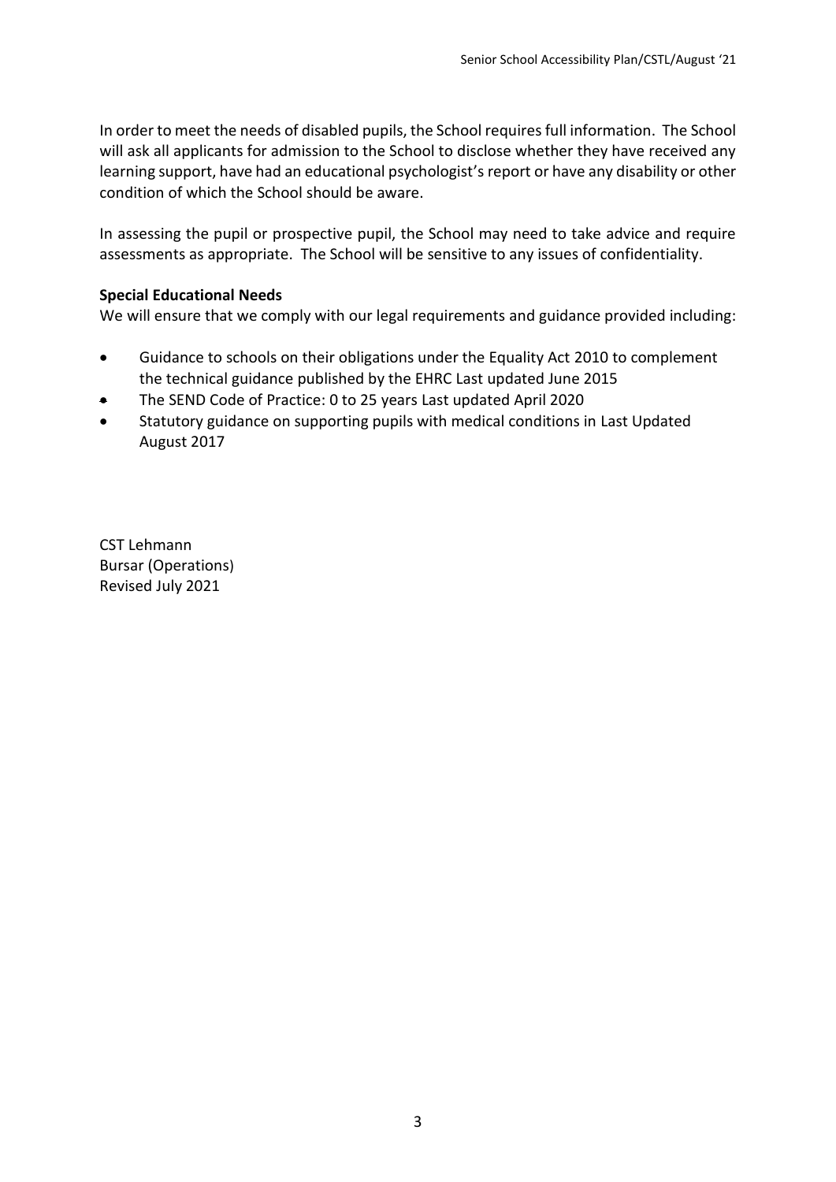In order to meet the needs of disabled pupils, the School requires full information. The School will ask all applicants for admission to the School to disclose whether they have received any learning support, have had an educational psychologist's report or have any disability or other condition of which the School should be aware.

In assessing the pupil or prospective pupil, the School may need to take advice and require assessments as appropriate. The School will be sensitive to any issues of confidentiality.

**Special Educational Needs**

We will ensure that we comply with our legal requirements and guidance provided including:

- Guidance to schools on their obligations under the Equality Act 2010 to complement the technical guidance published by the EHRC Last updated June 2015
- The SEND Code of Practice: 0 to 25 years Last updated April 2020
- Statutory guidance on supporting pupils with medical conditions in Last Updated August 2017

CST Lehmann
Bursar (Operations)
Revised July 2021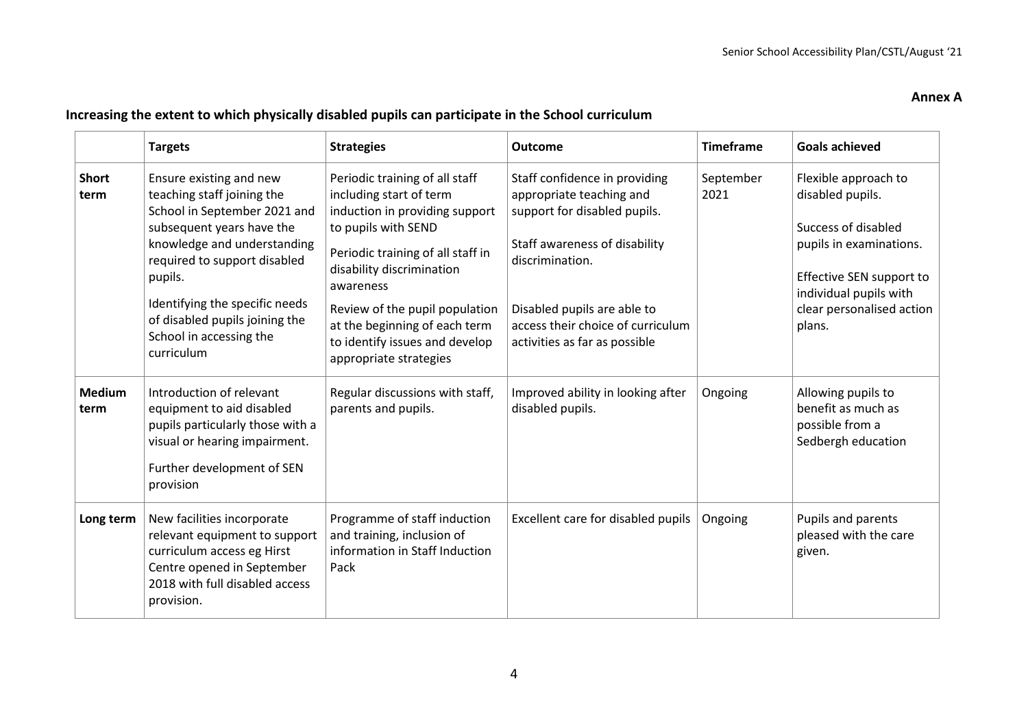**Annex A**

## Increasing the extent to which physically disabled pupils can participate in the School curriculum

| | Targets | Strategies | Outcome | Timeframe | Goals achieved |
|---|---|---|---|---|---|
| **Short term** | Ensure existing and new teaching staff joining the School in September 2021 and subsequent years have the knowledge and understanding required to support disabled pupils.<br><br>Identifying the specific needs of disabled pupils joining the School in accessing the curriculum | Periodic training of all staff including start of term induction in providing support to pupils with SEND<br><br>Periodic training of all staff in disability discrimination awareness<br><br>Review of the pupil population at the beginning of each term to identify issues and develop appropriate strategies | Staff confidence in providing appropriate teaching and support for disabled pupils.<br><br>Staff awareness of disability discrimination.<br><br>Disabled pupils are able to access their choice of curriculum activities as far as possible | September 2021 | Flexible approach to disabled pupils.<br><br>Success of disabled pupils in examinations.<br><br>Effective SEN support to individual pupils with clear personalised action plans. |
| **Medium term** | Introduction of relevant equipment to aid disabled pupils particularly those with a visual or hearing impairment.<br><br>Further development of SEN provision | Regular discussions with staff, parents and pupils. | Improved ability in looking after disabled pupils. | Ongoing | Allowing pupils to benefit as much as possible from a Sedbergh education |
| **Long term** | New facilities incorporate relevant equipment to support curriculum access eg Hirst Centre opened in September 2018 with full disabled access provision. | Programme of staff induction and training, inclusion of information in Staff Induction Pack | Excellent care for disabled pupils | Ongoing | Pupils and parents pleased with the care given. |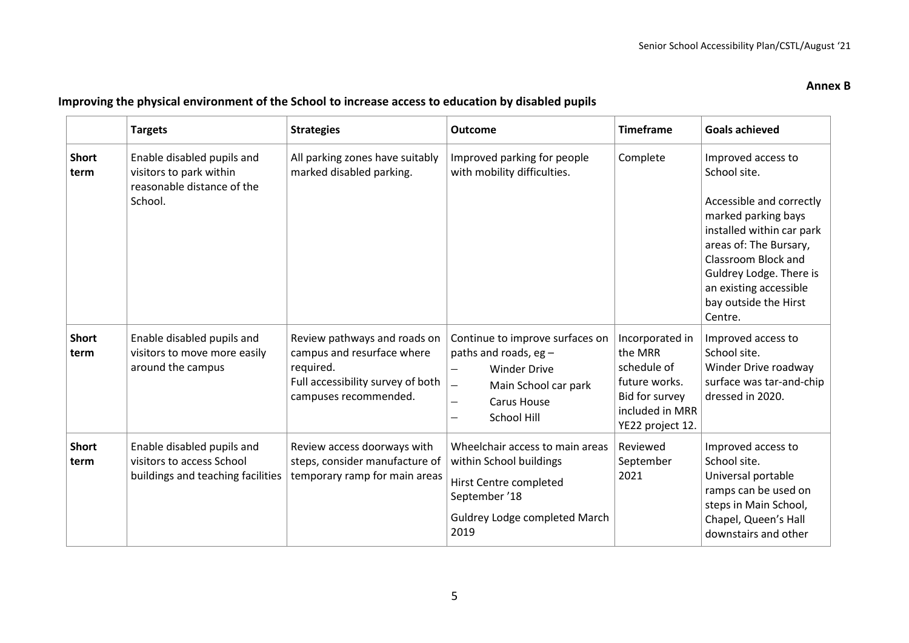**Annex B**

## Improving the physical environment of the School to increase access to education by disabled pupils

| | Targets | Strategies | Outcome | Timeframe | Goals achieved |
|---|---|---|---|---|---|
| **Short term** | Enable disabled pupils and visitors to park within reasonable distance of the School. | All parking zones have suitably marked disabled parking. | Improved parking for people with mobility difficulties. | Complete | Improved access to School site.<br><br>Accessible and correctly marked parking bays installed within car park areas of: The Bursary, Classroom Block and Guldrey Lodge. There is an existing accessible bay outside the Hirst Centre. |
| **Short term** | Enable disabled pupils and visitors to move more easily around the campus | Review pathways and roads on campus and resurface where required.<br>Full accessibility survey of both campuses recommended. | Continue to improve surfaces on paths and roads, eg –<br>– Winder Drive<br>– Main School car park<br>– Carus House<br>– School Hill | Incorporated in the MRR schedule of future works.<br>Bid for survey included in MRR YE22 project 12. | Improved access to School site.<br>Winder Drive roadway surface was tar-and-chip dressed in 2020. |
| **Short term** | Enable disabled pupils and visitors to access School buildings and teaching facilities | Review access doorways with steps, consider manufacture of temporary ramp for main areas | Wheelchair access to main areas within School buildings<br><br>Hirst Centre completed September '18<br><br>Guldrey Lodge completed March 2019 | Reviewed September 2021 | Improved access to School site.<br>Universal portable ramps can be used on steps in Main School, Chapel, Queen's Hall downstairs and other |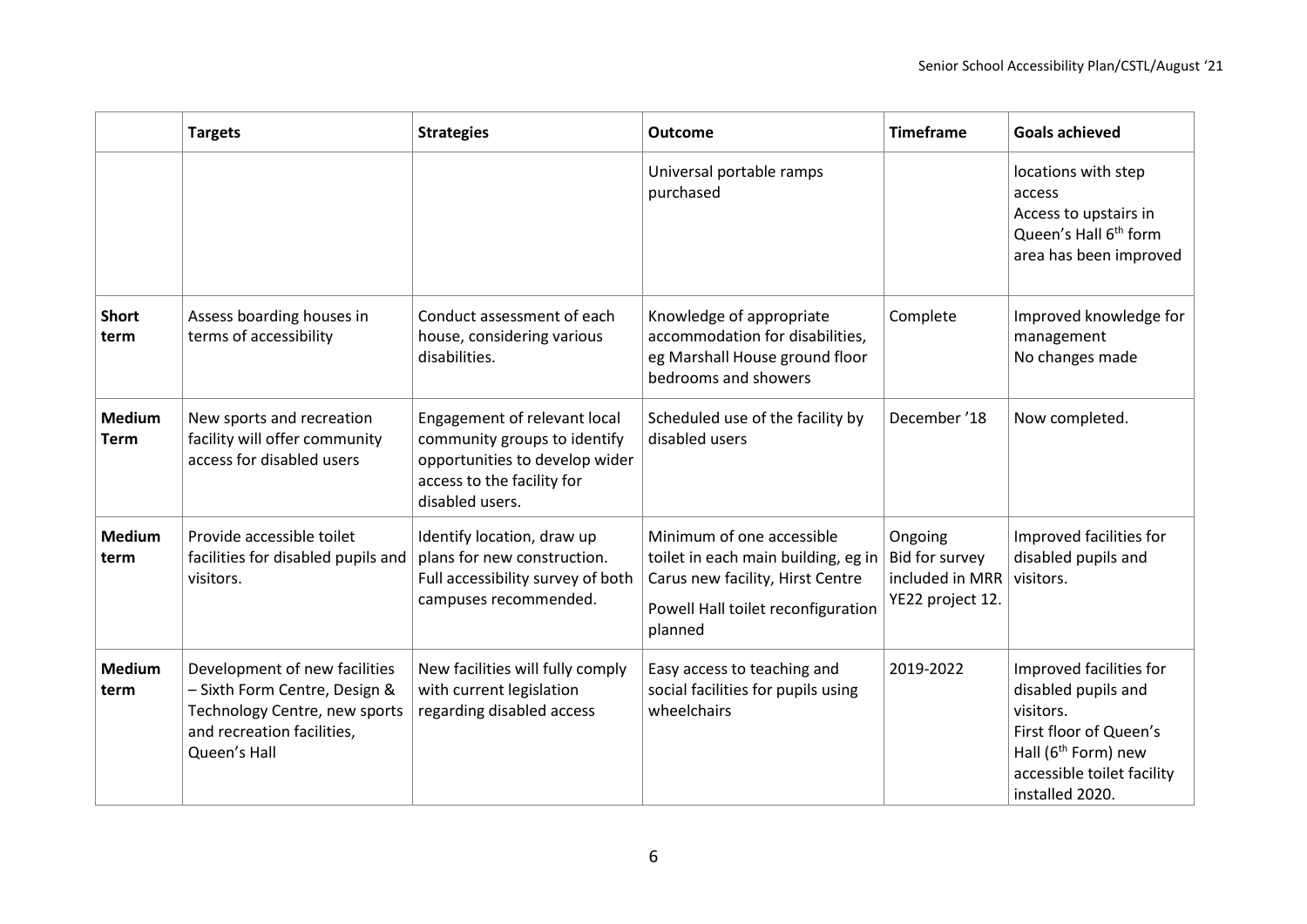| | Targets | Strategies | Outcome | Timeframe | Goals achieved |
|---|---|---|---|---|---|
| | | | Universal portable ramps purchased | | locations with step access<br>Access to upstairs in Queen's Hall 6th form area has been improved |
| **Short term** | Assess boarding houses in terms of accessibility | Conduct assessment of each house, considering various disabilities. | Knowledge of appropriate accommodation for disabilities, eg Marshall House ground floor bedrooms and showers | Complete | Improved knowledge for management<br>No changes made |
| **Medium Term** | New sports and recreation facility will offer community access for disabled users | Engagement of relevant local community groups to identify opportunities to develop wider access to the facility for disabled users. | Scheduled use of the facility by disabled users | December '18 | Now completed. |
| **Medium term** | Provide accessible toilet facilities for disabled pupils and visitors. | Identify location, draw up plans for new construction. Full accessibility survey of both campuses recommended. | Minimum of one accessible toilet in each main building, eg in Carus new facility, Hirst Centre<br>Powell Hall toilet reconfiguration planned | Ongoing<br>Bid for survey included in MRR YE22 project 12. | Improved facilities for disabled pupils and visitors. |
| **Medium term** | Development of new facilities – Sixth Form Centre, Design & Technology Centre, new sports and recreation facilities, Queen's Hall | New facilities will fully comply with current legislation regarding disabled access | Easy access to teaching and social facilities for pupils using wheelchairs | 2019-2022 | Improved facilities for disabled pupils and visitors.<br>First floor of Queen's Hall (6th Form) new accessible toilet facility installed 2020. |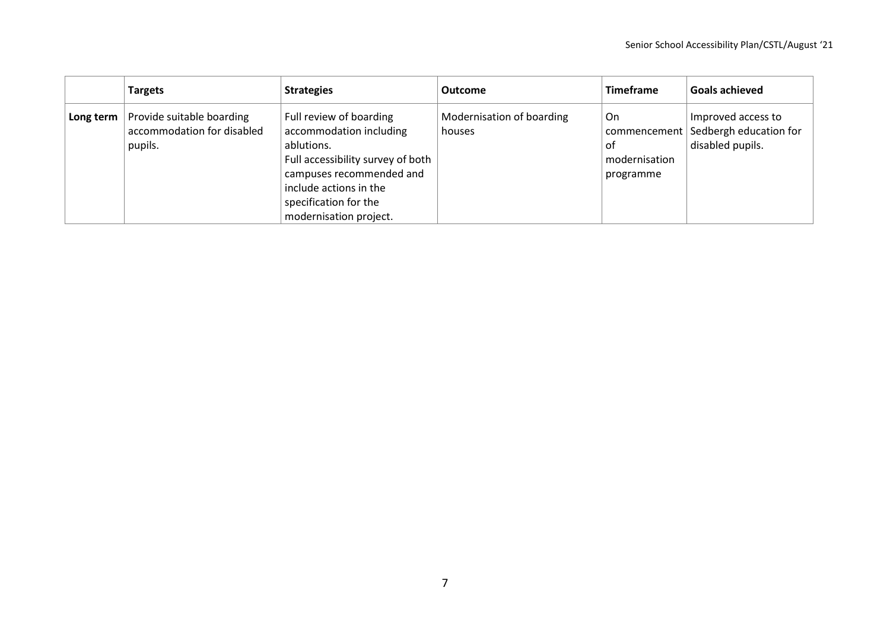| | Targets | Strategies | Outcome | Timeframe | Goals achieved |
|---|---|---|---|---|---|
| **Long term** | Provide suitable boarding accommodation for disabled pupils. | Full review of boarding accommodation including ablutions.<br>Full accessibility survey of both campuses recommended and include actions in the specification for the modernisation project. | Modernisation of boarding houses | On commencement of modernisation programme | Improved access to Sedbergh education for disabled pupils. |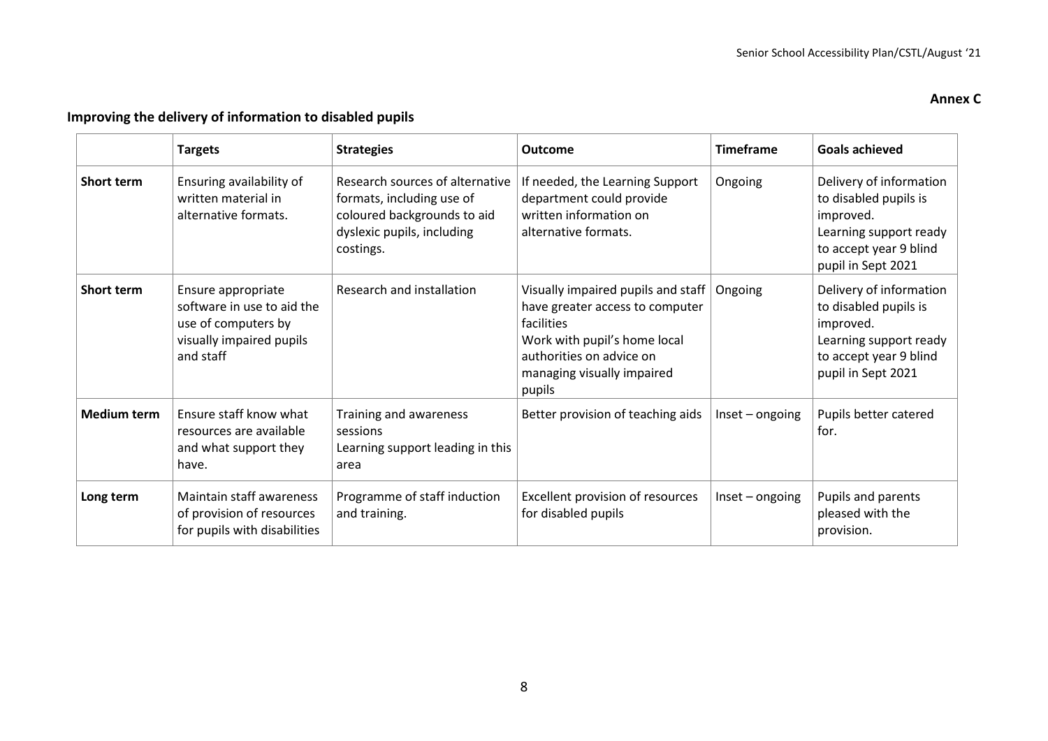**Annex C**

## Improving the delivery of information to disabled pupils

| | Targets | Strategies | Outcome | Timeframe | Goals achieved |
|---|---|---|---|---|---|
| **Short term** | Ensuring availability of written material in alternative formats. | Research sources of alternative formats, including use of coloured backgrounds to aid dyslexic pupils, including costings. | If needed, the Learning Support department could provide written information on alternative formats. | Ongoing | Delivery of information to disabled pupils is improved. Learning support ready to accept year 9 blind pupil in Sept 2021 |
| **Short term** | Ensure appropriate software in use to aid the use of computers by visually impaired pupils and staff | Research and installation | Visually impaired pupils and staff have greater access to computer facilities Work with pupil's home local authorities on advice on managing visually impaired pupils | Ongoing | Delivery of information to disabled pupils is improved. Learning support ready to accept year 9 blind pupil in Sept 2021 |
| **Medium term** | Ensure staff know what resources are available and what support they have. | Training and awareness sessions Learning support leading in this area | Better provision of teaching aids | Inset – ongoing | Pupils better catered for. |
| **Long term** | Maintain staff awareness of provision of resources for pupils with disabilities | Programme of staff induction and training. | Excellent provision of resources for disabled pupils | Inset – ongoing | Pupils and parents pleased with the provision. |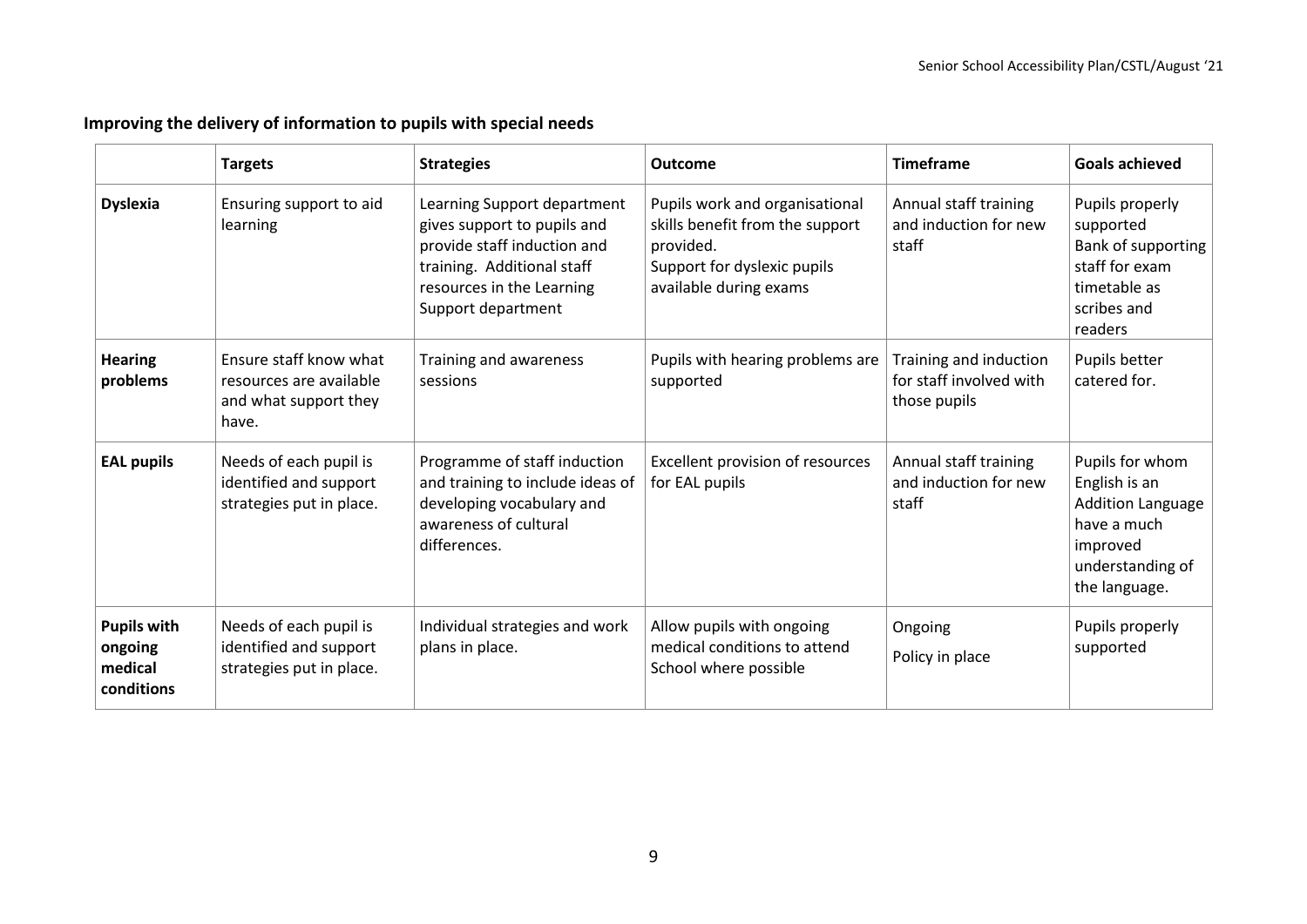## Improving the delivery of information to pupils with special needs

| | Targets | Strategies | Outcome | Timeframe | Goals achieved |
|---|---|---|---|---|---|
| **Dyslexia** | Ensuring support to aid learning | Learning Support department gives support to pupils and provide staff induction and training. Additional staff resources in the Learning Support department | Pupils work and organisational skills benefit from the support provided. Support for dyslexic pupils available during exams | Annual staff training and induction for new staff | Pupils properly supported Bank of supporting staff for exam timetable as scribes and readers |
| **Hearing problems** | Ensure staff know what resources are available and what support they have. | Training and awareness sessions | Pupils with hearing problems are supported | Training and induction for staff involved with those pupils | Pupils better catered for. |
| **EAL pupils** | Needs of each pupil is identified and support strategies put in place. | Programme of staff induction and training to include ideas of developing vocabulary and awareness of cultural differences. | Excellent provision of resources for EAL pupils | Annual staff training and induction for new staff | Pupils for whom English is an Addition Language have a much improved understanding of the language. |
| **Pupils with ongoing medical conditions** | Needs of each pupil is identified and support strategies put in place. | Individual strategies and work plans in place. | Allow pupils with ongoing medical conditions to attend School where possible | Ongoing Policy in place | Pupils properly supported |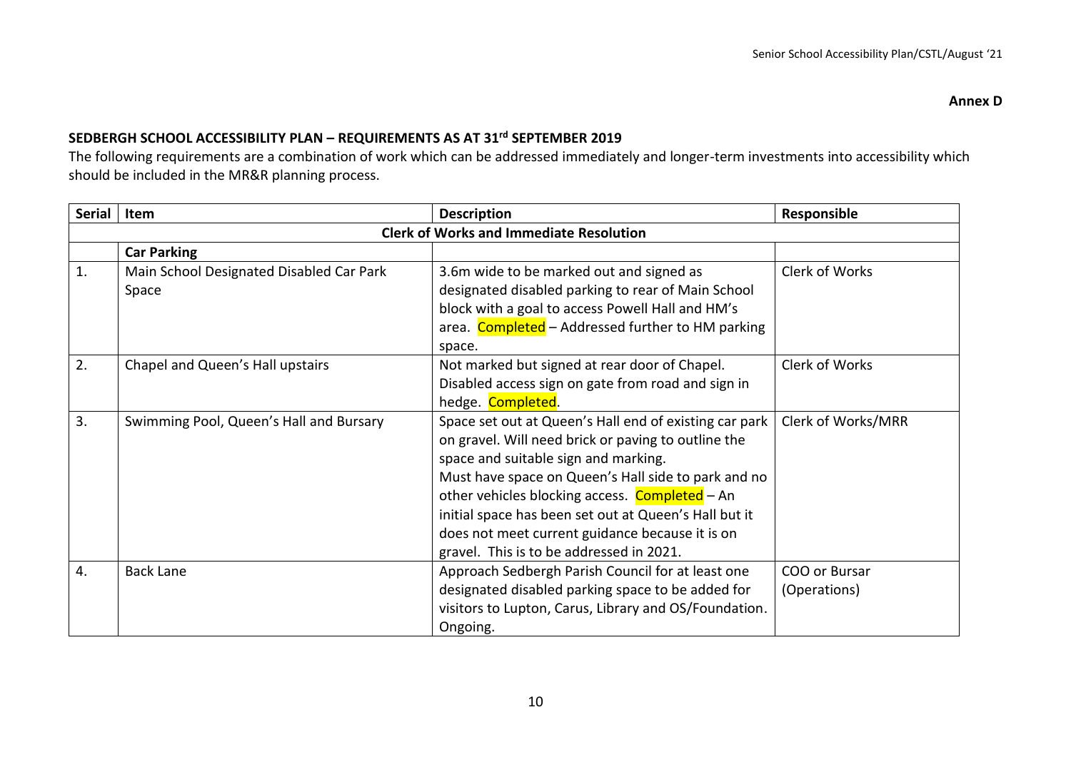**Annex D**

**SEDBERGH SCHOOL ACCESSIBILITY PLAN – REQUIREMENTS AS AT 31rd SEPTEMBER 2019**

The following requirements are a combination of work which can be addressed immediately and longer-term investments into accessibility which should be included in the MR&R planning process.

| Serial | Item | Description | Responsible |
|---|---|---|---|
| **Clerk of Works and Immediate Resolution** | | | |
| | **Car Parking** | | |
| 1. | Main School Designated Disabled Car Park Space | 3.6m wide to be marked out and signed as designated disabled parking to rear of Main School block with a goal to access Powell Hall and HM's area. Completed – Addressed further to HM parking space. | Clerk of Works |
| 2. | Chapel and Queen's Hall upstairs | Not marked but signed at rear door of Chapel. Disabled access sign on gate from road and sign in hedge. Completed. | Clerk of Works |
| 3. | Swimming Pool, Queen's Hall and Bursary | Space set out at Queen's Hall end of existing car park on gravel. Will need brick or paving to outline the space and suitable sign and marking. Must have space on Queen's Hall side to park and no other vehicles blocking access. Completed – An initial space has been set out at Queen's Hall but it does not meet current guidance because it is on gravel. This is to be addressed in 2021. | Clerk of Works/MRR |
| 4. | Back Lane | Approach Sedbergh Parish Council for at least one designated disabled parking space to be added for visitors to Lupton, Carus, Library and OS/Foundation. Ongoing. | COO or Bursar (Operations) |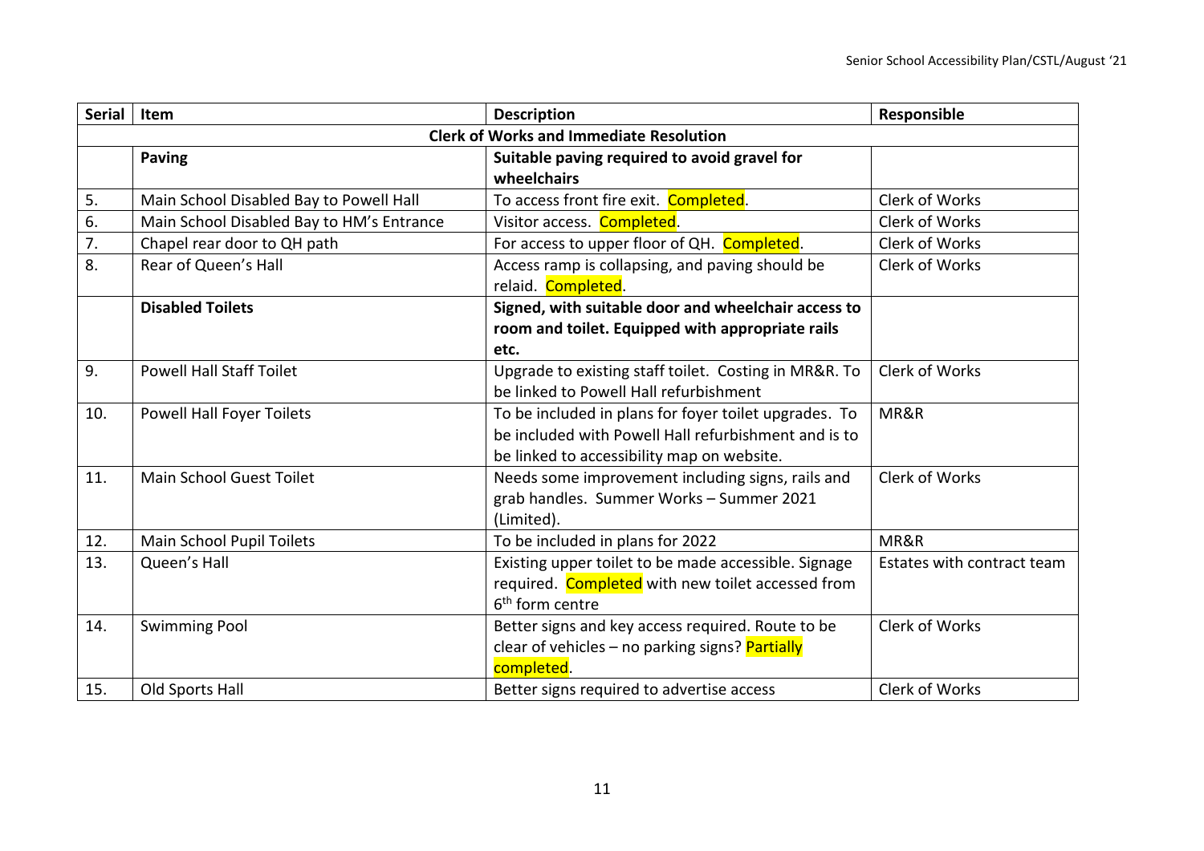| Serial | Item | Description | Responsible |
|---|---|---|---|
| | | **Clerk of Works and Immediate Resolution** | |
| | **Paving** | **Suitable paving required to avoid gravel for wheelchairs** | |
| 5. | Main School Disabled Bay to Powell Hall | To access front fire exit. Completed. | Clerk of Works |
| 6. | Main School Disabled Bay to HM's Entrance | Visitor access. Completed. | Clerk of Works |
| 7. | Chapel rear door to QH path | For access to upper floor of QH. Completed. | Clerk of Works |
| 8. | Rear of Queen's Hall | Access ramp is collapsing, and paving should be relaid. Completed. | Clerk of Works |
| | **Disabled Toilets** | **Signed, with suitable door and wheelchair access to room and toilet. Equipped with appropriate rails etc.** | |
| 9. | Powell Hall Staff Toilet | Upgrade to existing staff toilet. Costing in MR&R. To be linked to Powell Hall refurbishment | Clerk of Works |
| 10. | Powell Hall Foyer Toilets | To be included in plans for foyer toilet upgrades. To be included with Powell Hall refurbishment and is to be linked to accessibility map on website. | MR&R |
| 11. | Main School Guest Toilet | Needs some improvement including signs, rails and grab handles. Summer Works – Summer 2021 (Limited). | Clerk of Works |
| 12. | Main School Pupil Toilets | To be included in plans for 2022 | MR&R |
| 13. | Queen's Hall | Existing upper toilet to be made accessible. Signage required. Completed with new toilet accessed from 6th form centre | Estates with contract team |
| 14. | Swimming Pool | Better signs and key access required. Route to be clear of vehicles – no parking signs? Partially completed. | Clerk of Works |
| 15. | Old Sports Hall | Better signs required to advertise access | Clerk of Works |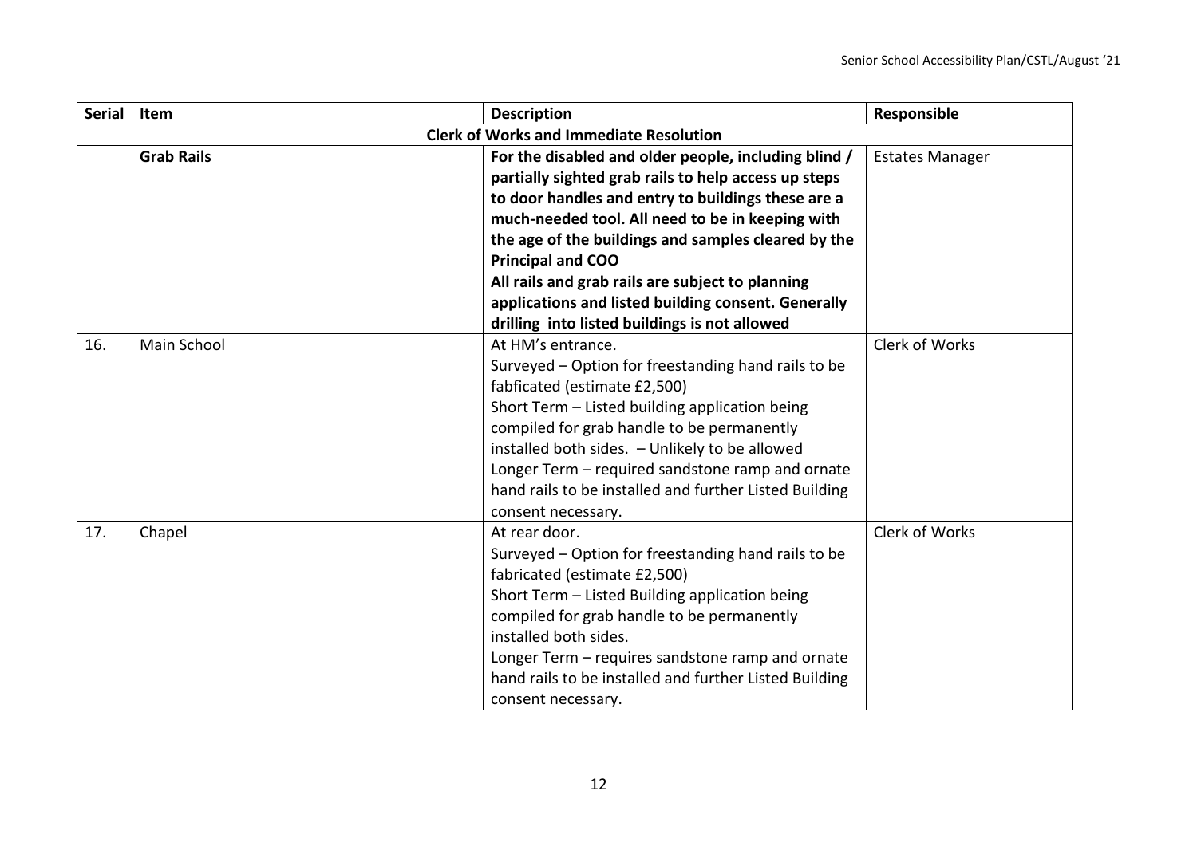| Serial | Item | Description | Responsible |
|---|---|---|---|
| | | **Clerk of Works and Immediate Resolution** | |
| | **Grab Rails** | **For the disabled and older people, including blind / partially sighted grab rails to help access up steps to door handles and entry to buildings these are a much-needed tool. All need to be in keeping with the age of the buildings and samples cleared by the Principal and COO**<br>**All rails and grab rails are subject to planning applications and listed building consent. Generally drilling into listed buildings is not allowed** | Estates Manager |
| 16. | Main School | At HM's entrance.<br>Surveyed – Option for freestanding hand rails to be fabficated (estimate £2,500)<br>Short Term – Listed building application being compiled for grab handle to be permanently installed both sides. – Unlikely to be allowed<br>Longer Term – required sandstone ramp and ornate hand rails to be installed and further Listed Building consent necessary. | Clerk of Works |
| 17. | Chapel | At rear door.<br>Surveyed – Option for freestanding hand rails to be fabricated (estimate £2,500)<br>Short Term – Listed Building application being compiled for grab handle to be permanently installed both sides.<br>Longer Term – requires sandstone ramp and ornate hand rails to be installed and further Listed Building consent necessary. | Clerk of Works |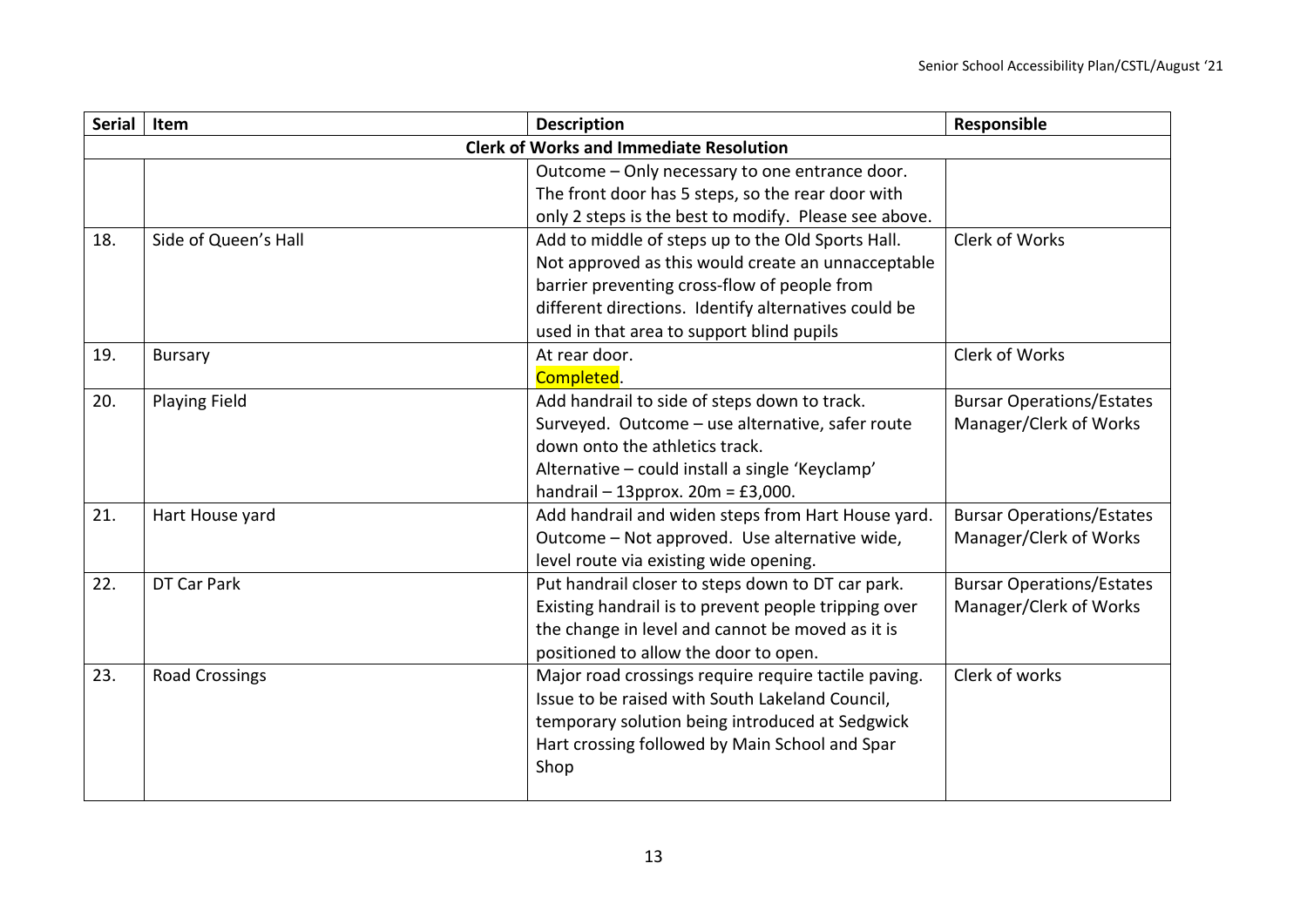| Serial | Item | Description | Responsible |
|---|---|---|---|
| **Clerk of Works and Immediate Resolution** | | | |
| | | Outcome – Only necessary to one entrance door. The front door has 5 steps, so the rear door with only 2 steps is the best to modify. Please see above. | |
| 18. | Side of Queen's Hall | Add to middle of steps up to the Old Sports Hall. Not approved as this would create an unacceptable barrier preventing cross-flow of people from different directions. Identify alternatives could be used in that area to support blind pupils | Clerk of Works |
| 19. | Bursary | At rear door.<br>Completed. | Clerk of Works |
| 20. | Playing Field | Add handrail to side of steps down to track. Surveyed. Outcome – use alternative, safer route down onto the athletics track.<br>Alternative – could install a single 'Keyclamp' handrail – 13pprox. 20m = £3,000. | Bursar Operations/Estates Manager/Clerk of Works |
| 21. | Hart House yard | Add handrail and widen steps from Hart House yard. Outcome – Not approved. Use alternative wide, level route via existing wide opening. | Bursar Operations/Estates Manager/Clerk of Works |
| 22. | DT Car Park | Put handrail closer to steps down to DT car park. Existing handrail is to prevent people tripping over the change in level and cannot be moved as it is positioned to allow the door to open. | Bursar Operations/Estates Manager/Clerk of Works |
| 23. | Road Crossings | Major road crossings require require tactile paving. Issue to be raised with South Lakeland Council, temporary solution being introduced at Sedgwick Hart crossing followed by Main School and Spar Shop | Clerk of works |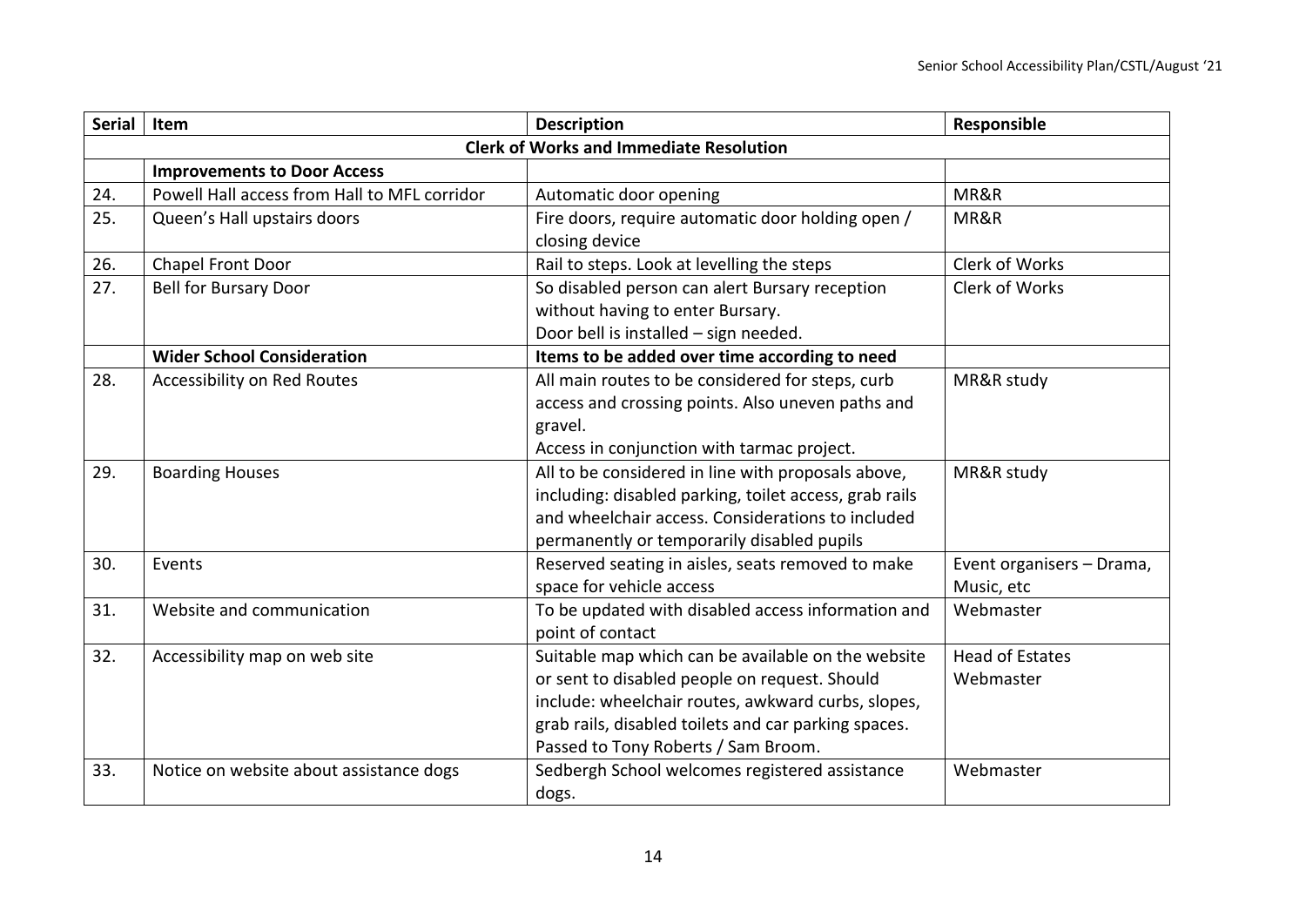| Serial | Item | Description | Responsible |
|---|---|---|---|
| | | **Clerk of Works and Immediate Resolution** | |
| | **Improvements to Door Access** | | |
| 24. | Powell Hall access from Hall to MFL corridor | Automatic door opening | MR&R |
| 25. | Queen's Hall upstairs doors | Fire doors, require automatic door holding open / closing device | MR&R |
| 26. | Chapel Front Door | Rail to steps. Look at levelling the steps | Clerk of Works |
| 27. | Bell for Bursary Door | So disabled person can alert Bursary reception without having to enter Bursary.<br>Door bell is installed – sign needed. | Clerk of Works |
| | **Wider School Consideration** | **Items to be added over time according to need** | |
| 28. | Accessibility on Red Routes | All main routes to be considered for steps, curb access and crossing points. Also uneven paths and gravel.<br>Access in conjunction with tarmac project. | MR&R study |
| 29. | Boarding Houses | All to be considered in line with proposals above, including: disabled parking, toilet access, grab rails and wheelchair access. Considerations to included permanently or temporarily disabled pupils | MR&R study |
| 30. | Events | Reserved seating in aisles, seats removed to make space for vehicle access | Event organisers – Drama, Music, etc |
| 31. | Website and communication | To be updated with disabled access information and point of contact | Webmaster |
| 32. | Accessibility map on web site | Suitable map which can be available on the website or sent to disabled people on request. Should include: wheelchair routes, awkward curbs, slopes, grab rails, disabled toilets and car parking spaces.<br>Passed to Tony Roberts / Sam Broom. | Head of Estates<br>Webmaster |
| 33. | Notice on website about assistance dogs | Sedbergh School welcomes registered assistance dogs. | Webmaster |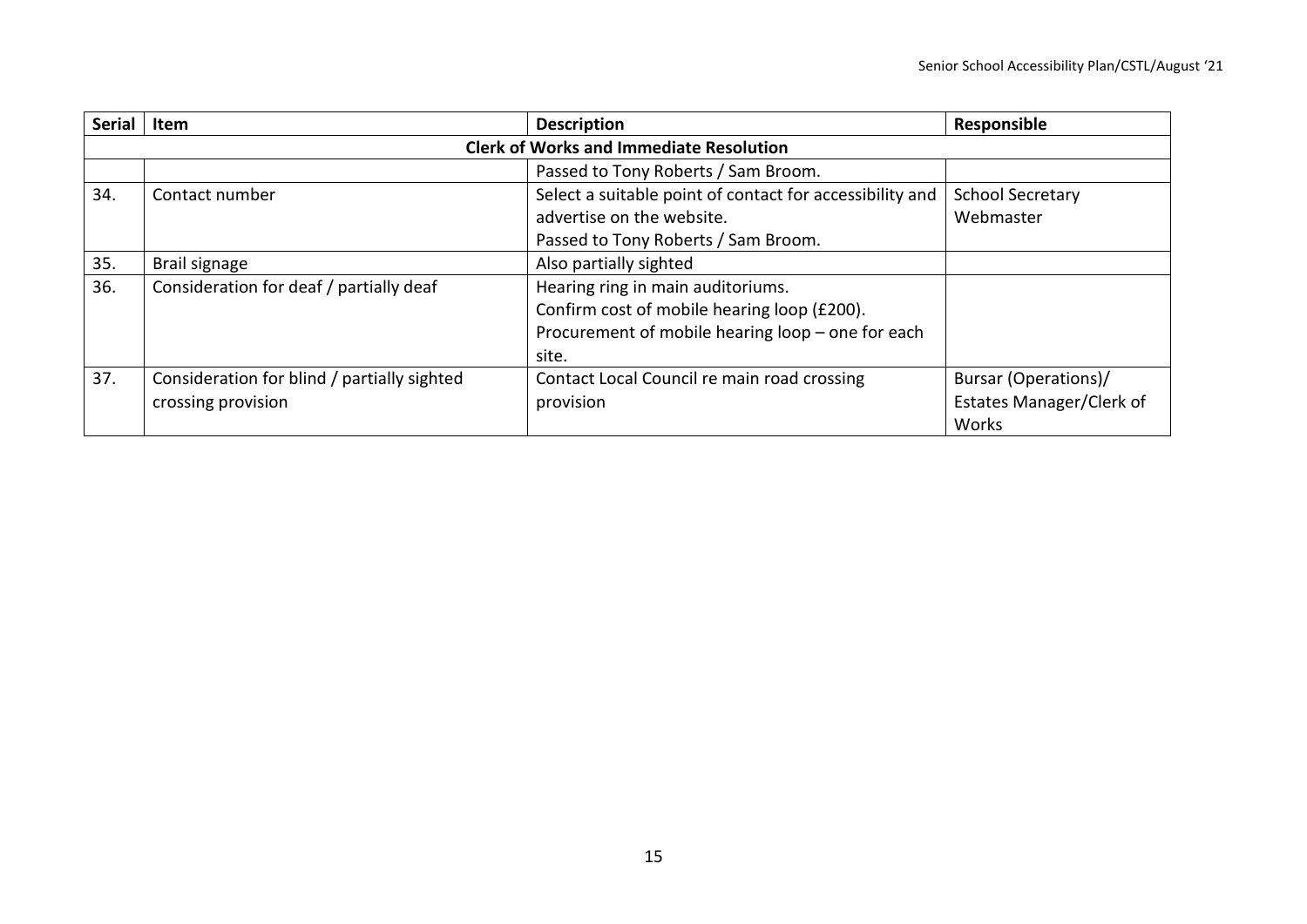| Serial | Item | Description | Responsible |
|---|---|---|---|
| **Clerk of Works and Immediate Resolution** | | | |
| | | Passed to Tony Roberts / Sam Broom. | |
| 34. | Contact number | Select a suitable point of contact for accessibility and advertise on the website.<br>Passed to Tony Roberts / Sam Broom. | School Secretary<br>Webmaster |
| 35. | Brail signage | Also partially sighted | |
| 36. | Consideration for deaf / partially deaf | Hearing ring in main auditoriums.<br>Confirm cost of mobile hearing loop (£200).<br>Procurement of mobile hearing loop – one for each site. | |
| 37. | Consideration for blind / partially sighted crossing provision | Contact Local Council re main road crossing provision | Bursar (Operations)/<br>Estates Manager/Clerk of Works |